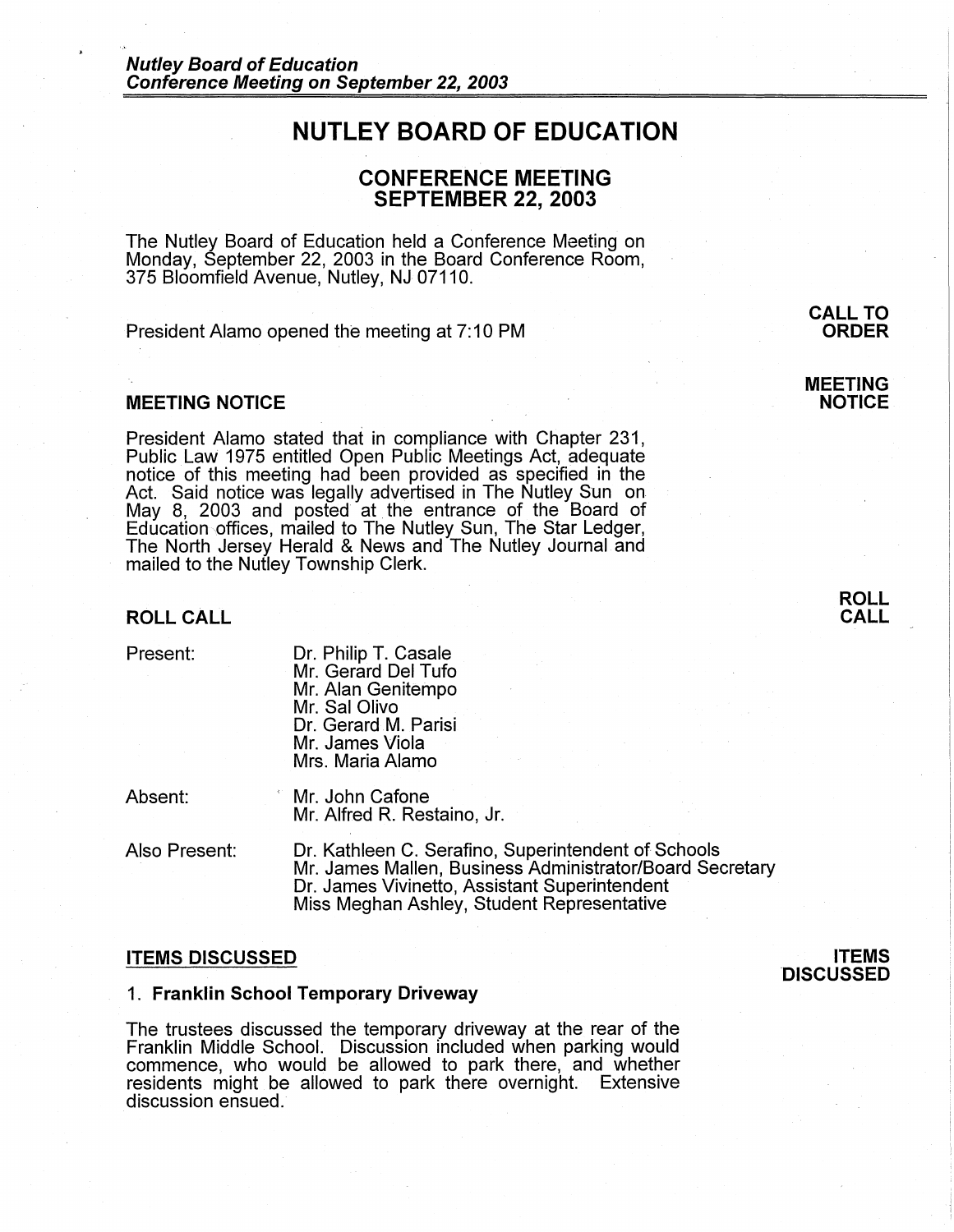# NUTLEY BOARD OF EDUCATION

## CONFERENCE MEETING
## SEPTEMBER 22, 2003

The Nutley Board of Education held a Conference Meeting on Monday, September 22, 2003 in the Board Conference Room, 375 Bloomfield Avenue, Nutley, NJ 07110.

**CALL TO ORDER**

President Alamo opened the meeting at 7:10 PM

### MEETING NOTICE

President Alamo stated that in compliance with Chapter 231, Public Law 1975 entitled Open Public Meetings Act, adequate notice of this meeting had been provided as specified in the Act. Said notice was legally advertised in The Nutley Sun on May 8, 2003 and posted at the entrance of the Board of Education offices, mailed to The Nutley Sun, The Star Ledger, The North Jersey Herald & News and The Nutley Journal and mailed to the Nutley Township Clerk.

### ROLL CALL

Present:
- Dr. Philip T. Casale
- Mr. Gerard Del Tufo
- Mr. Alan Genitempo
- Mr. Sal Olivo
- Dr. Gerard M. Parisi
- Mr. James Viola
- Mrs. Maria Alamo

Absent:
- Mr. John Cafone
- Mr. Alfred R. Restaino, Jr.

Also Present:
- Dr. Kathleen C. Serafino, Superintendent of Schools
- Mr. James Mallen, Business Administrator/Board Secretary
- Dr. James Vivinetto, Assistant Superintendent
- Miss Meghan Ashley, Student Representative

### ITEMS DISCUSSED

**1. Franklin School Temporary Driveway**

The trustees discussed the temporary driveway at the rear of the Franklin Middle School. Discussion included when parking would commence, who would be allowed to park there, and whether residents might be allowed to park there overnight. Extensive discussion ensued.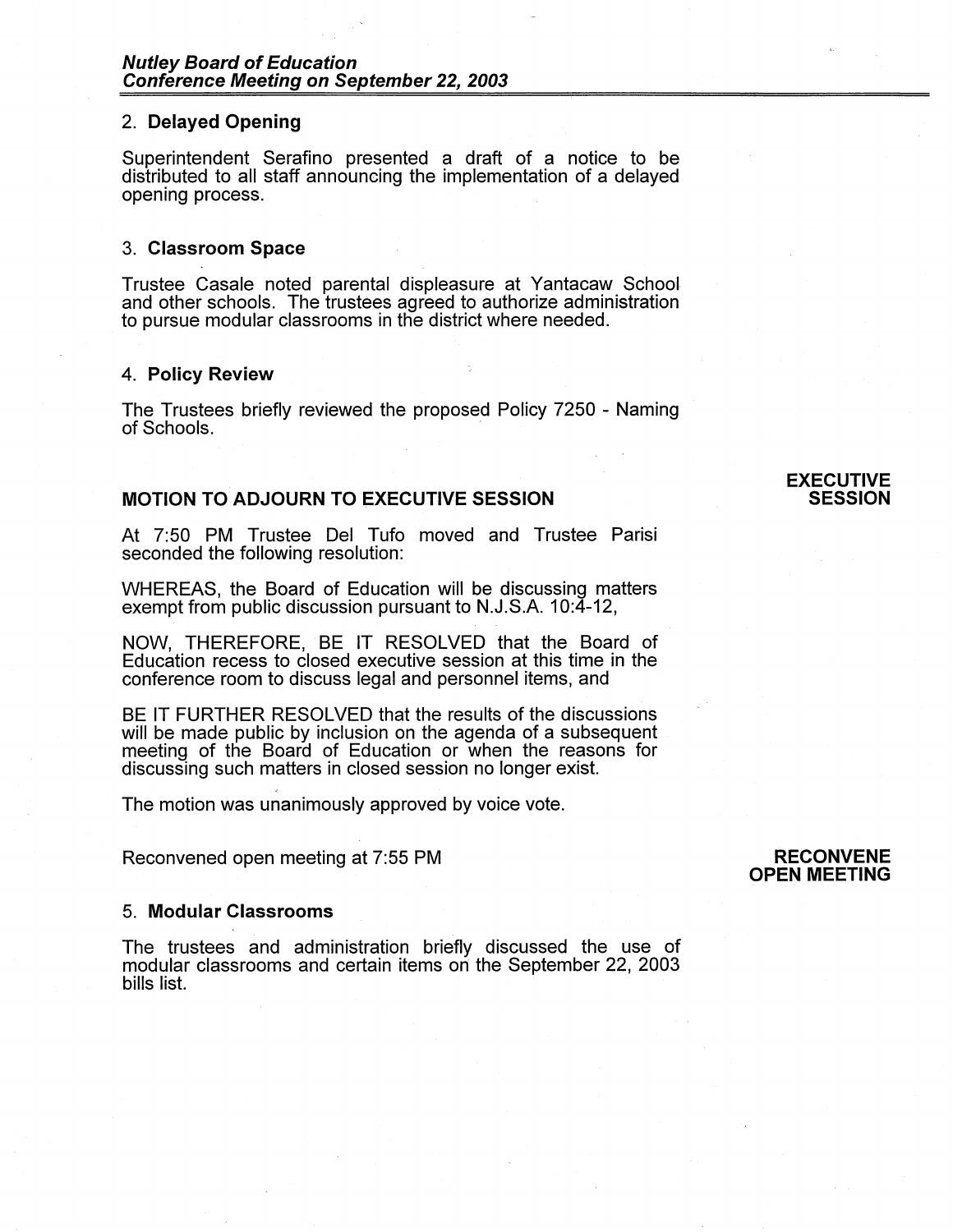## 2. **Delayed Opening**

Superintendent Serafino presented a draft of a notice to be distributed to all staff announcing the implementation of a delayed opening process.

## 3. **Classroom Space**

Trustee Casale noted parental displeasure at Yantacaw School and other schools. The trustees agreed to authorize administration to pursue modular classrooms in the district where needed.

## 4. **Policy Review**

The Trustees briefly reviewed the proposed Policy 7250 - Naming of Schools.

## MOTION TO ADJOURN TO EXECUTIVE SESSION

**EXECUTIVE SESSION**

At 7:50 PM Trustee Del Tufo moved and Trustee Parisi seconded the following resolution:

WHEREAS, the Board of Education will be discussing matters exempt from public discussion pursuant to N.J.S.A. 10:4-12,

NOW, THEREFORE, BE IT RESOLVED that the Board of Education recess to closed executive session at this time in the conference room to discuss legal and personnel items, and

BE IT FURTHER RESOLVED that the results of the discussions will be made public by inclusion on the agenda of a subsequent meeting of the Board of Education or when the reasons for discussing such matters in closed session no longer exist.

The motion was unanimously approved by voice vote.

**RECONVENE OPEN MEETING**

Reconvened open meeting at 7:55 PM

## 5. **Modular Classrooms**

The trustees and administration briefly discussed the use of modular classrooms and certain items on the September 22, 2003 bills list.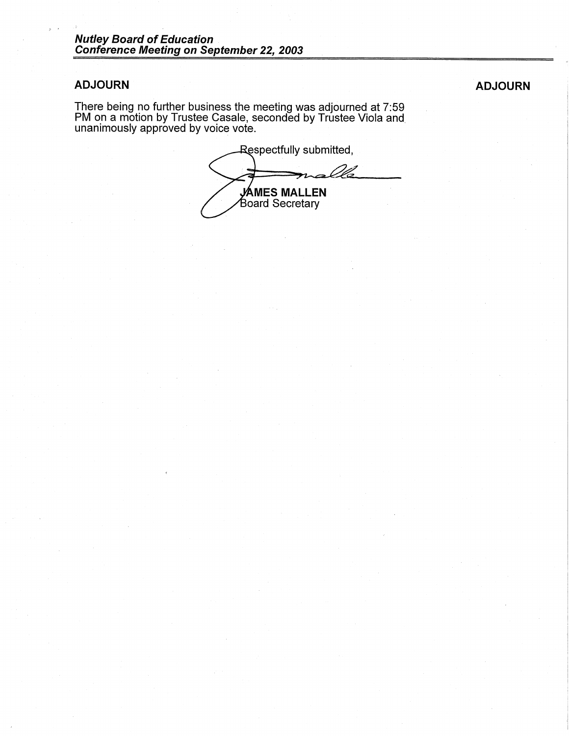## ADJOURN

**ADJOURN**

There being no further business the meeting was adjourned at 7:59 PM on a motion by Trustee Casale, seconded by Trustee Viola and unanimously approved by voice vote.

Respectfully submitted,

**JAMES MALLEN**
Board Secretary